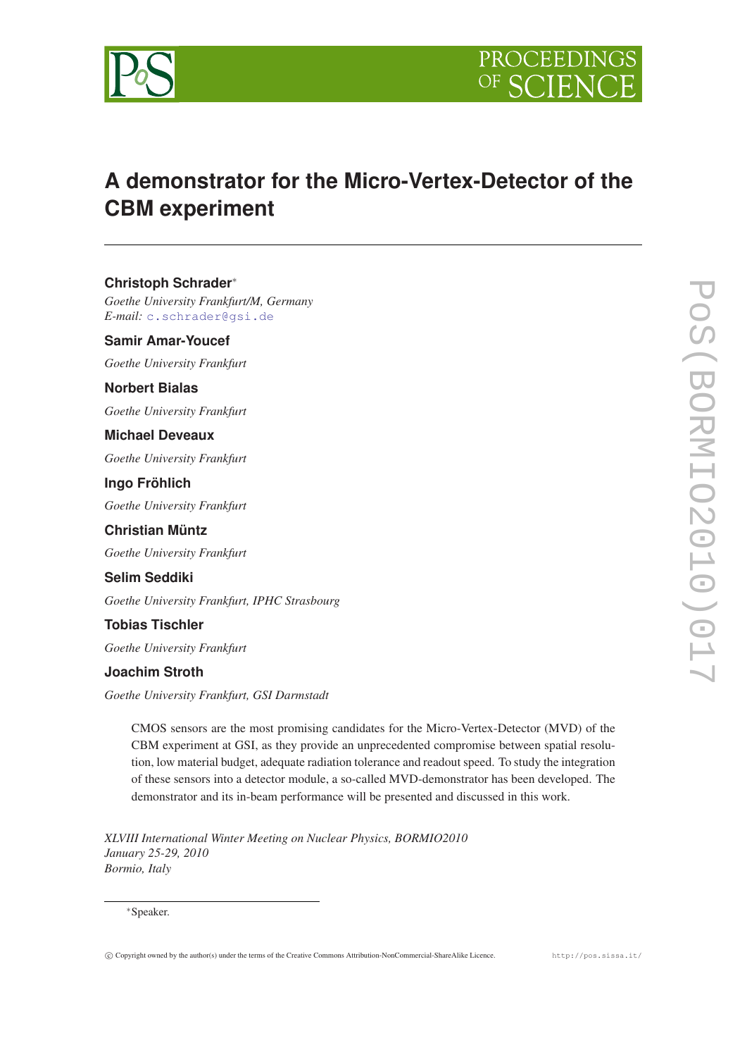# A demonstrator for the Micro-Vertex-Detector of the CBM experiment

**Christoph Schrader**[*]

*Goethe University Frankfurt/M, Germany*
*E-mail:* c.schrader@gsi.de

**Samir Amar-Youcef**

*Goethe University Frankfurt*

**Norbert Bialas**

*Goethe University Frankfurt*

**Michael Deveaux**

*Goethe University Frankfurt*

**Ingo Fröhlich**

*Goethe University Frankfurt*

**Christian Müntz**

*Goethe University Frankfurt*

**Selim Seddiki**

*Goethe University Frankfurt, IPHC Strasbourg*

**Tobias Tischler**

*Goethe University Frankfurt*

**Joachim Stroth**

*Goethe University Frankfurt, GSI Darmstadt*

CMOS sensors are the most promising candidates for the Micro-Vertex-Detector (MVD) of the CBM experiment at GSI, as they provide an unprecedented compromise between spatial resolution, low material budget, adequate radiation tolerance and readout speed. To study the integration of these sensors into a detector module, a so-called MVD-demonstrator has been developed. The demonstrator and its in-beam performance will be presented and discussed in this work.

*XLVIII International Winter Meeting on Nuclear Physics, BORMIO2010*
*January 25-29, 2010*
*Bormio, Italy*

[*]Speaker.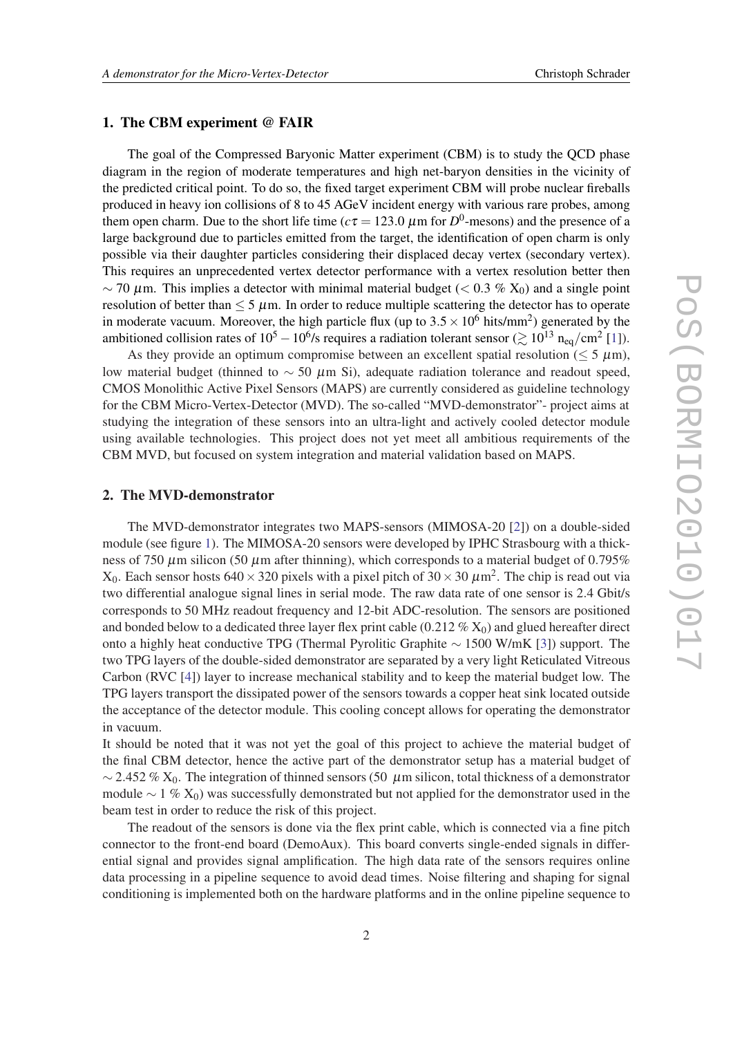## 1. The CBM experiment @ FAIR

The goal of the Compressed Baryonic Matter experiment (CBM) is to study the QCD phase diagram in the region of moderate temperatures and high net-baryon densities in the vicinity of the predicted critical point. To do so, the fixed target experiment CBM will probe nuclear fireballs produced in heavy ion collisions of 8 to 45 AGeV incident energy with various rare probes, among them open charm. Due to the short life time ($c\tau = 123.0\ \mu$m for $D^0$-mesons) and the presence of a large background due to particles emitted from the target, the identification of open charm is only possible via their daughter particles considering their displaced decay vertex (secondary vertex). This requires an unprecedented vertex detector performance with a vertex resolution better then $\sim 70\ \mu$m. This implies a detector with minimal material budget ($< 0.3$ % $X_0$) and a single point resolution of better than $\leq 5\ \mu$m. In order to reduce multiple scattering the detector has to operate in moderate vacuum. Moreover, the high particle flux (up to $3.5 \times 10^6$ hits/mm$^2$) generated by the ambitioned collision rates of $10^5 - 10^6$/s requires a radiation tolerant sensor ($\gtrsim 10^{13}\ \mathrm{n_{eq}/cm^2}$ [1]).

As they provide an optimum compromise between an excellent spatial resolution ($\leq 5\ \mu$m), low material budget (thinned to $\sim 50\ \mu$m Si), adequate radiation tolerance and readout speed, CMOS Monolithic Active Pixel Sensors (MAPS) are currently considered as guideline technology for the CBM Micro-Vertex-Detector (MVD). The so-called "MVD-demonstrator"- project aims at studying the integration of these sensors into an ultra-light and actively cooled detector module using available technologies. This project does not yet meet all ambitious requirements of the CBM MVD, but focused on system integration and material validation based on MAPS.

## 2. The MVD-demonstrator

The MVD-demonstrator integrates two MAPS-sensors (MIMOSA-20 [2]) on a double-sided module (see figure 1). The MIMOSA-20 sensors were developed by IPHC Strasbourg with a thickness of 750 $\mu$m silicon (50 $\mu$m after thinning), which corresponds to a material budget of 0.795% $X_0$. Each sensor hosts $640 \times 320$ pixels with a pixel pitch of $30 \times 30\ \mu\mathrm{m}^2$. The chip is read out via two differential analogue signal lines in serial mode. The raw data rate of one sensor is 2.4 Gbit/s corresponds to 50 MHz readout frequency and 12-bit ADC-resolution. The sensors are positioned and bonded below to a dedicated three layer flex print cable (0.212 % $X_0$) and glued hereafter direct onto a highly heat conductive TPG (Thermal Pyrolitic Graphite $\sim 1500$ W/mK [3]) support. The two TPG layers of the double-sided demonstrator are separated by a very light Reticulated Vitreous Carbon (RVC [4]) layer to increase mechanical stability and to keep the material budget low. The TPG layers transport the dissipated power of the sensors towards a copper heat sink located outside the acceptance of the detector module. This cooling concept allows for operating the demonstrator in vacuum.

It should be noted that it was not yet the goal of this project to achieve the material budget of the final CBM detector, hence the active part of the demonstrator setup has a material budget of $\sim 2.452$ % $X_0$. The integration of thinned sensors (50 $\mu$m silicon, total thickness of a demonstrator module $\sim 1$ % $X_0$) was successfully demonstrated but not applied for the demonstrator used in the beam test in order to reduce the risk of this project.

The readout of the sensors is done via the flex print cable, which is connected via a fine pitch connector to the front-end board (DemoAux). This board converts single-ended signals in differential signal and provides signal amplification. The high data rate of the sensors requires online data processing in a pipeline sequence to avoid dead times. Noise filtering and shaping for signal conditioning is implemented both on the hardware platforms and in the online pipeline sequence to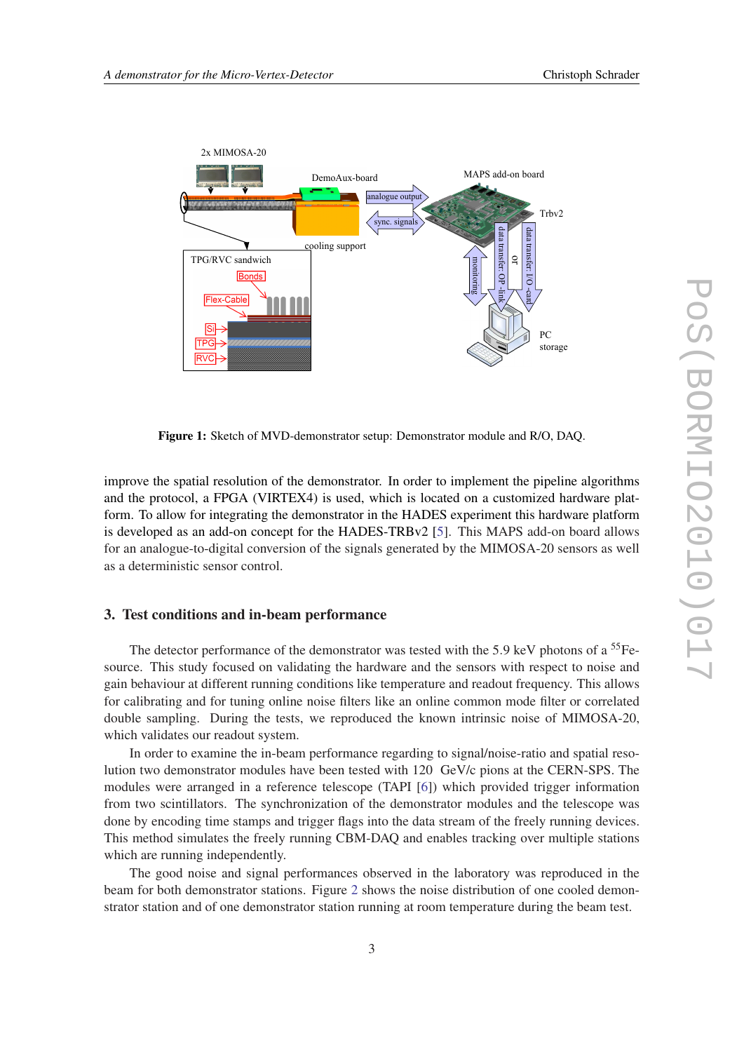**Figure 1:** Sketch of MVD-demonstrator setup: Demonstrator module and R/O, DAQ.

improve the spatial resolution of the demonstrator. In order to implement the pipeline algorithms and the protocol, a FPGA (VIRTEX4) is used, which is located on a customized hardware platform. To allow for integrating the demonstrator in the HADES experiment this hardware platform is developed as an add-on concept for the HADES-TRBv2 [5]. This MAPS add-on board allows for an analogue-to-digital conversion of the signals generated by the MIMOSA-20 sensors as well as a deterministic sensor control.

## 3. Test conditions and in-beam performance

The detector performance of the demonstrator was tested with the 5.9 keV photons of a $^{55}$Fe-source. This study focused on validating the hardware and the sensors with respect to noise and gain behaviour at different running conditions like temperature and readout frequency. This allows for calibrating and for tuning online noise filters like an online common mode filter or correlated double sampling. During the tests, we reproduced the known intrinsic noise of MIMOSA-20, which validates our readout system.

In order to examine the in-beam performance regarding to signal/noise-ratio and spatial resolution two demonstrator modules have been tested with 120 GeV/c pions at the CERN-SPS. The modules were arranged in a reference telescope (TAPI [6]) which provided trigger information from two scintillators. The synchronization of the demonstrator modules and the telescope was done by encoding time stamps and trigger flags into the data stream of the freely running devices. This method simulates the freely running CBM-DAQ and enables tracking over multiple stations which are running independently.

The good noise and signal performances observed in the laboratory was reproduced in the beam for both demonstrator stations. Figure 2 shows the noise distribution of one cooled demonstrator station and of one demonstrator station running at room temperature during the beam test.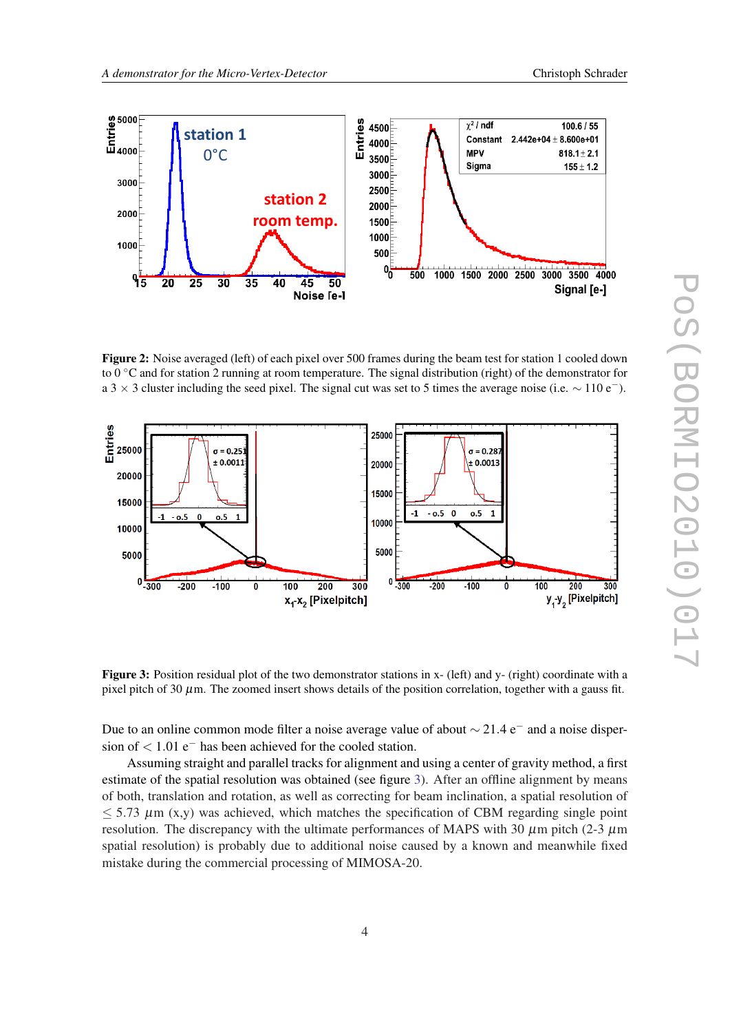**Figure 2:** Noise averaged (left) of each pixel over 500 frames during the beam test for station 1 cooled down to 0 °C and for station 2 running at room temperature. The signal distribution (right) of the demonstrator for a $3 \times 3$ cluster including the seed pixel. The signal cut was set to 5 times the average noise (i.e. $\sim 110$ e$^-$).

**Figure 3:** Position residual plot of the two demonstrator stations in x- (left) and y- (right) coordinate with a pixel pitch of 30 $\mu$m. The zoomed insert shows details of the position correlation, together with a gauss fit.

Due to an online common mode filter a noise average value of about $\sim 21.4$ e$^-$ and a noise dispersion of $< 1.01$ e$^-$ has been achieved for the cooled station.

Assuming straight and parallel tracks for alignment and using a center of gravity method, a first estimate of the spatial resolution was obtained (see figure 3). After an offline alignment by means of both, translation and rotation, as well as correcting for beam inclination, a spatial resolution of $\leq 5.73$ $\mu$m (x,y) was achieved, which matches the specification of CBM regarding single point resolution. The discrepancy with the ultimate performances of MAPS with 30 $\mu$m pitch (2-3 $\mu$m spatial resolution) is probably due to additional noise caused by a known and meanwhile fixed mistake during the commercial processing of MIMOSA-20.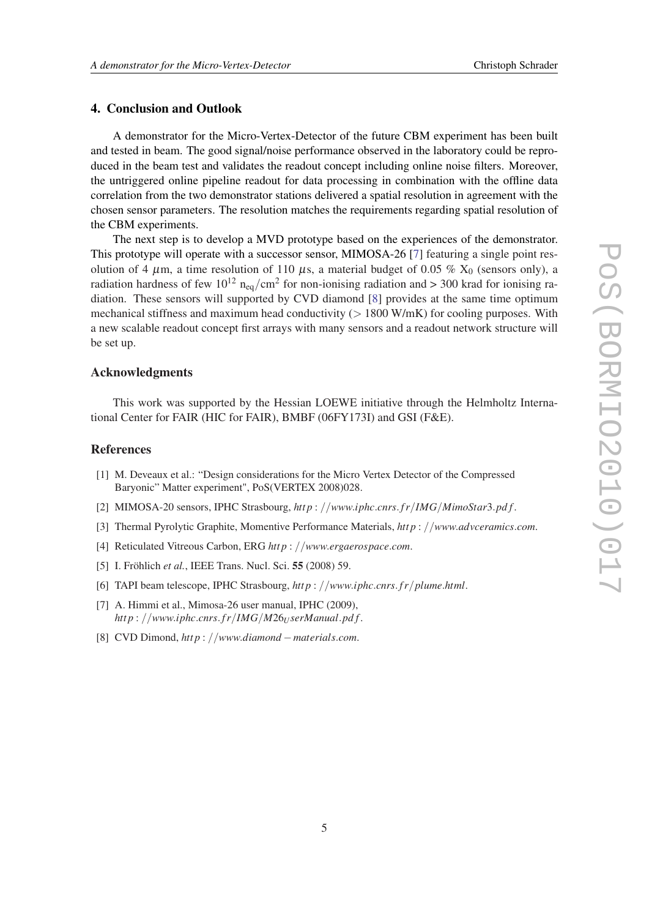## 4. Conclusion and Outlook

A demonstrator for the Micro-Vertex-Detector of the future CBM experiment has been built and tested in beam. The good signal/noise performance observed in the laboratory could be reproduced in the beam test and validates the readout concept including online noise filters. Moreover, the untriggered online pipeline readout for data processing in combination with the offline data correlation from the two demonstrator stations delivered a spatial resolution in agreement with the chosen sensor parameters. The resolution matches the requirements regarding spatial resolution of the CBM experiments.

The next step is to develop a MVD prototype based on the experiences of the demonstrator. This prototype will operate with a successor sensor, MIMOSA-26 [7] featuring a single point resolution of 4 $\mu$m, a time resolution of 110 $\mu$s, a material budget of 0.05 % $X_0$ (sensors only), a radiation hardness of few $10^{12}$ $n_{eq}/cm^2$ for non-ionising radiation and > 300 krad for ionising radiation. These sensors will supported by CVD diamond [8] provides at the same time optimum mechanical stiffness and maximum head conductivity (> 1800 W/mK) for cooling purposes. With a new scalable readout concept first arrays with many sensors and a readout network structure will be set up.

## Acknowledgments

This work was supported by the Hessian LOEWE initiative through the Helmholtz International Center for FAIR (HIC for FAIR), BMBF (06FY173I) and GSI (F&E).

## References

[1] M. Deveaux et al.: "Design considerations for the Micro Vertex Detector of the Compressed Baryonic" Matter experiment", PoS(VERTEX 2008)028.

[2] MIMOSA-20 sensors, IPHC Strasbourg, *http://www.iphc.cnrs.fr/IMG/MimoStar3.pdf*.

[3] Thermal Pyrolytic Graphite, Momentive Performance Materials, *http://www.advceramics.com*.

[4] Reticulated Vitreous Carbon, ERG *http://www.ergaerospace.com*.

[5] I. Fröhlich *et al.*, IEEE Trans. Nucl. Sci. **55** (2008) 59.

[6] TAPI beam telescope, IPHC Strasbourg, *http://www.iphc.cnrs.fr/plume.html*.

[7] A. Himmi et al., Mimosa-26 user manual, IPHC (2009), *http://www.iphc.cnrs.fr/IMG/M26$_U$serManual.pdf*.

[8] CVD Dimond, *http://www.diamond-materials.com*.